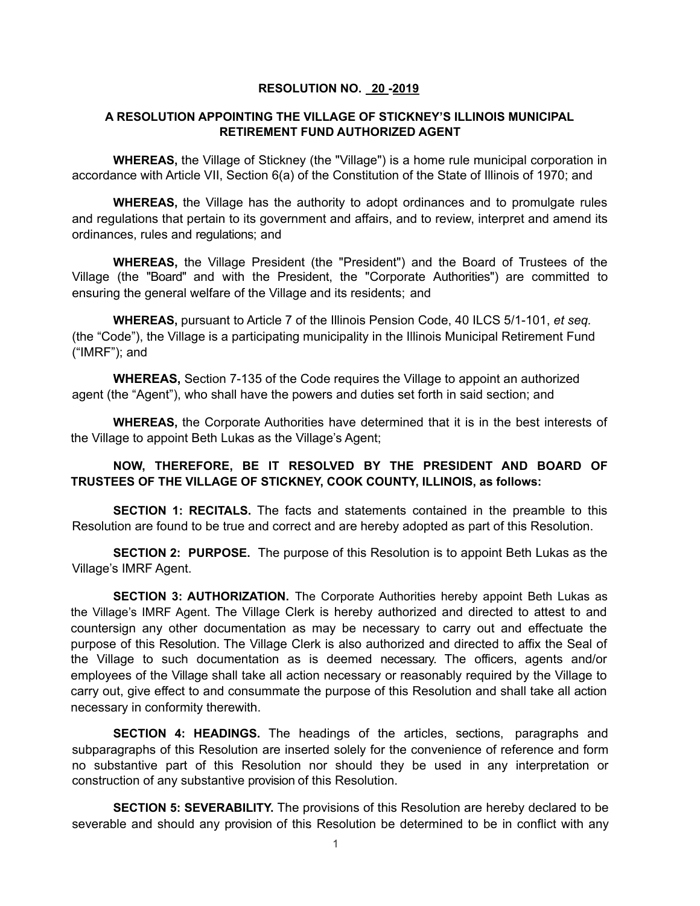**RESOLUTION NO. 20 -2019**

**A RESOLUTION APPOINTING THE VILLAGE OF STICKNEY'S ILLINOIS MUNICIPAL RETIREMENT FUND AUTHORIZED AGENT**

**WHEREAS,** the Village of Stickney (the "Village") is a home rule municipal corporation in accordance with Article VII, Section 6(a) of the Constitution of the State of Illinois of 1970; and

**WHEREAS,** the Village has the authority to adopt ordinances and to promulgate rules and regulations that pertain to its government and affairs, and to review, interpret and amend its ordinances, rules and regulations; and

**WHEREAS,** the Village President (the "President") and the Board of Trustees of the Village (the "Board" and with the President, the "Corporate Authorities") are committed to ensuring the general welfare of the Village and its residents; and

**WHEREAS,** pursuant to Article 7 of the Illinois Pension Code, 40 ILCS 5/1-101, *et seq.* (the "Code"), the Village is a participating municipality in the Illinois Municipal Retirement Fund ("IMRF"); and

**WHEREAS,** Section 7-135 of the Code requires the Village to appoint an authorized agent (the "Agent"), who shall have the powers and duties set forth in said section; and

**WHEREAS,** the Corporate Authorities have determined that it is in the best interests of the Village to appoint Beth Lukas as the Village's Agent;

**NOW, THEREFORE, BE IT RESOLVED BY THE PRESIDENT AND BOARD OF TRUSTEES OF THE VILLAGE OF STICKNEY, COOK COUNTY, ILLINOIS, as follows:**

**SECTION 1: RECITALS.** The facts and statements contained in the preamble to this Resolution are found to be true and correct and are hereby adopted as part of this Resolution.

**SECTION 2: PURPOSE.** The purpose of this Resolution is to appoint Beth Lukas as the Village's IMRF Agent.

**SECTION 3: AUTHORIZATION.** The Corporate Authorities hereby appoint Beth Lukas as the Village's IMRF Agent. The Village Clerk is hereby authorized and directed to attest to and countersign any other documentation as may be necessary to carry out and effectuate the purpose of this Resolution. The Village Clerk is also authorized and directed to affix the Seal of the Village to such documentation as is deemed necessary. The officers, agents and/or employees of the Village shall take all action necessary or reasonably required by the Village to carry out, give effect to and consummate the purpose of this Resolution and shall take all action necessary in conformity therewith.

**SECTION 4: HEADINGS.** The headings of the articles, sections, paragraphs and subparagraphs of this Resolution are inserted solely for the convenience of reference and form no substantive part of this Resolution nor should they be used in any interpretation or construction of any substantive provision of this Resolution.

**SECTION 5: SEVERABILITY.** The provisions of this Resolution are hereby declared to be severable and should any provision of this Resolution be determined to be in conflict with any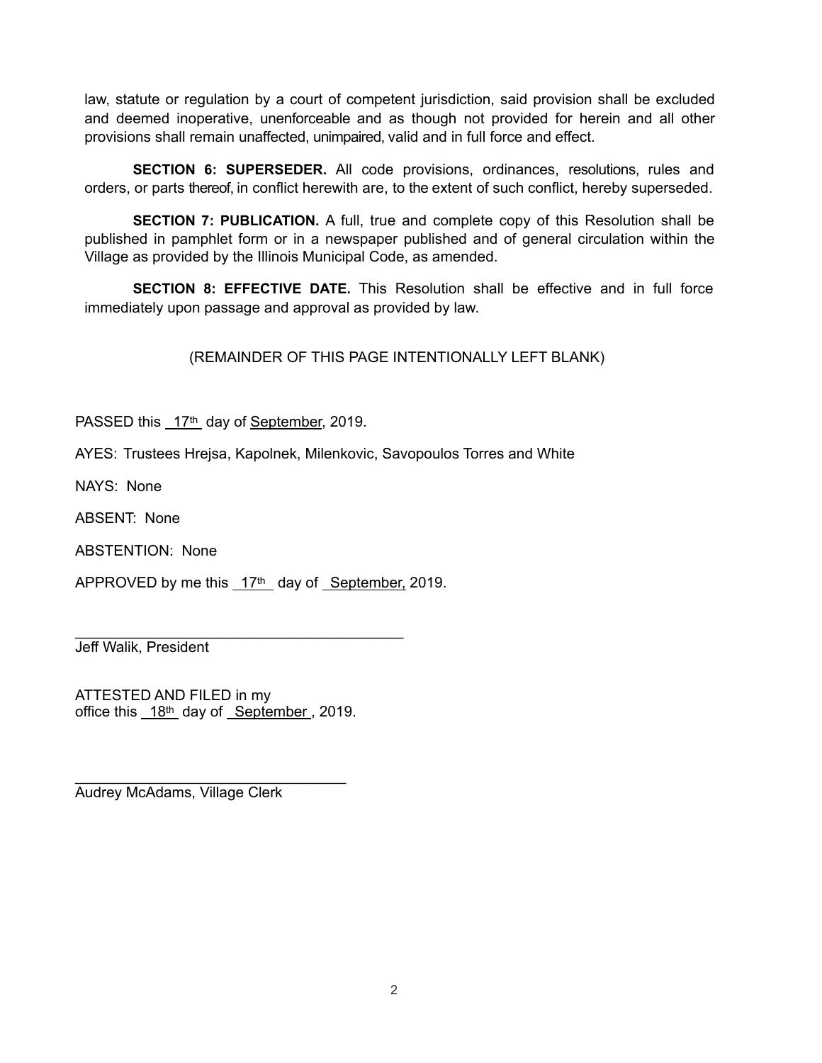law, statute or regulation by a court of competent jurisdiction, said provision shall be excluded and deemed inoperative, unenforceable and as though not provided for herein and all other provisions shall remain unaffected, unimpaired, valid and in full force and effect.

**SECTION 6: SUPERSEDER.** All code provisions, ordinances, resolutions, rules and orders, or parts thereof, in conflict herewith are, to the extent of such conflict, hereby superseded.

**SECTION 7: PUBLICATION.** A full, true and complete copy of this Resolution shall be published in pamphlet form or in a newspaper published and of general circulation within the Village as provided by the Illinois Municipal Code, as amended.

**SECTION 8: EFFECTIVE DATE.** This Resolution shall be effective and in full force immediately upon passage and approval as provided by law.

(REMAINDER OF THIS PAGE INTENTIONALLY LEFT BLANK)

PASSED this 17th day of September, 2019.

AYES: Trustees Hrejsa, Kapolnek, Milenkovic, Savopoulos Torres and White

NAYS: None

ABSENT: None

ABSTENTION: None

APPROVED by me this 17th day of September, 2019.

\_\_\_\_\_\_\_\_\_\_\_\_\_\_\_\_\_\_\_\_\_\_\_\_\_\_\_\_\_\_\_\_\_\_\_\_\_\_\_\_

Jeff Walik, President

ATTESTED AND FILED in my
office this 18th day of September, 2019.

\_\_\_\_\_\_\_\_\_\_\_\_\_\_\_\_\_\_\_\_\_\_\_\_\_\_\_\_\_\_\_\_\_\_\_\_

Audrey McAdams, Village Clerk